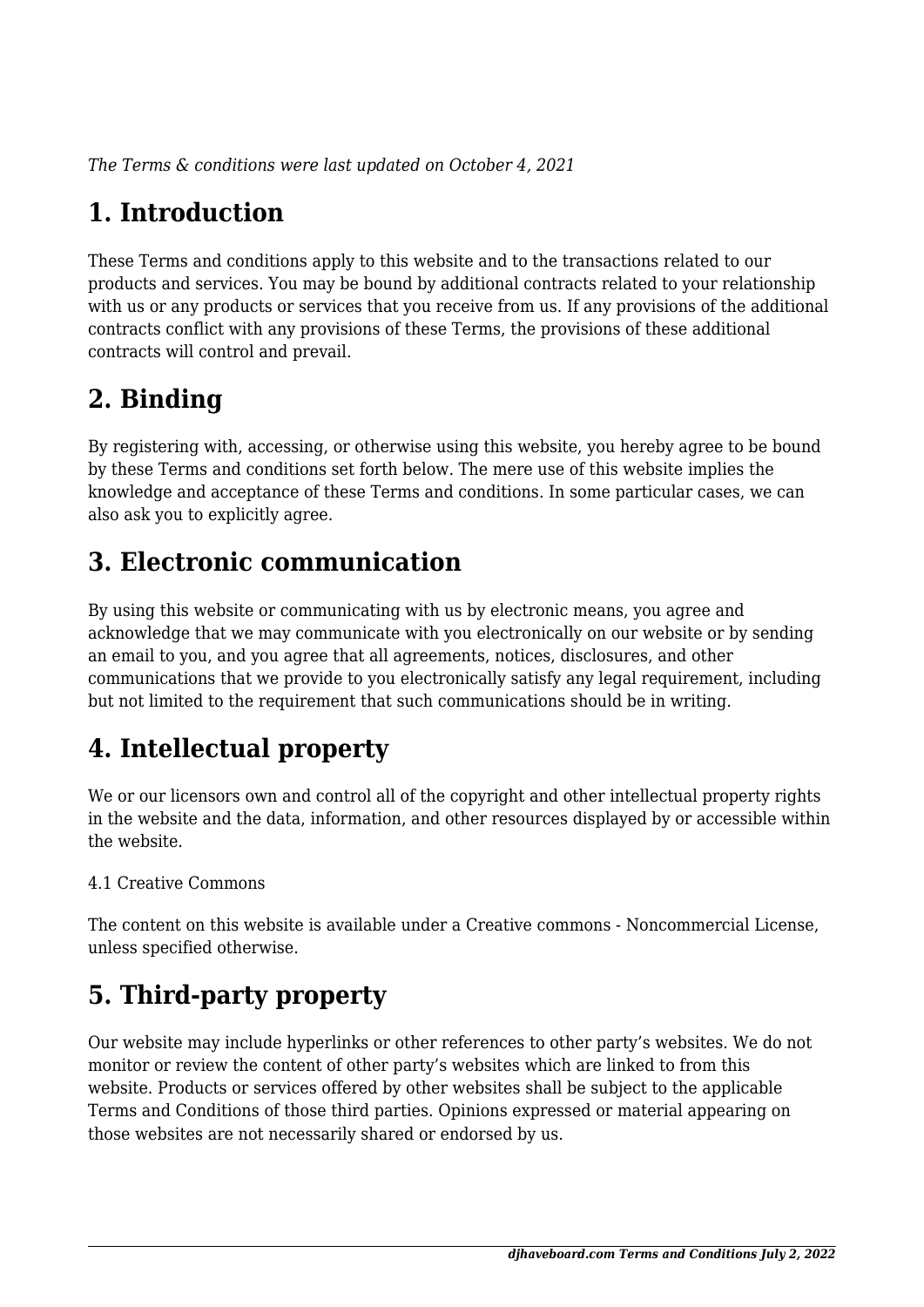*The Terms & conditions were last updated on October 4, 2021*

# 1. Introduction

These Terms and conditions apply to this website and to the transactions related to our products and services. You may be bound by additional contracts related to your relationship with us or any products or services that you receive from us. If any provisions of the additional contracts conflict with any provisions of these Terms, the provisions of these additional contracts will control and prevail.

# 2. Binding

By registering with, accessing, or otherwise using this website, you hereby agree to be bound by these Terms and conditions set forth below. The mere use of this website implies the knowledge and acceptance of these Terms and conditions. In some particular cases, we can also ask you to explicitly agree.

# 3. Electronic communication

By using this website or communicating with us by electronic means, you agree and acknowledge that we may communicate with you electronically on our website or by sending an email to you, and you agree that all agreements, notices, disclosures, and other communications that we provide to you electronically satisfy any legal requirement, including but not limited to the requirement that such communications should be in writing.

# 4. Intellectual property

We or our licensors own and control all of the copyright and other intellectual property rights in the website and the data, information, and other resources displayed by or accessible within the website.

4.1 Creative Commons

The content on this website is available under a Creative commons - Noncommercial License, unless specified otherwise.

# 5. Third-party property

Our website may include hyperlinks or other references to other party's websites. We do not monitor or review the content of other party's websites which are linked to from this website. Products or services offered by other websites shall be subject to the applicable Terms and Conditions of those third parties. Opinions expressed or material appearing on those websites are not necessarily shared or endorsed by us.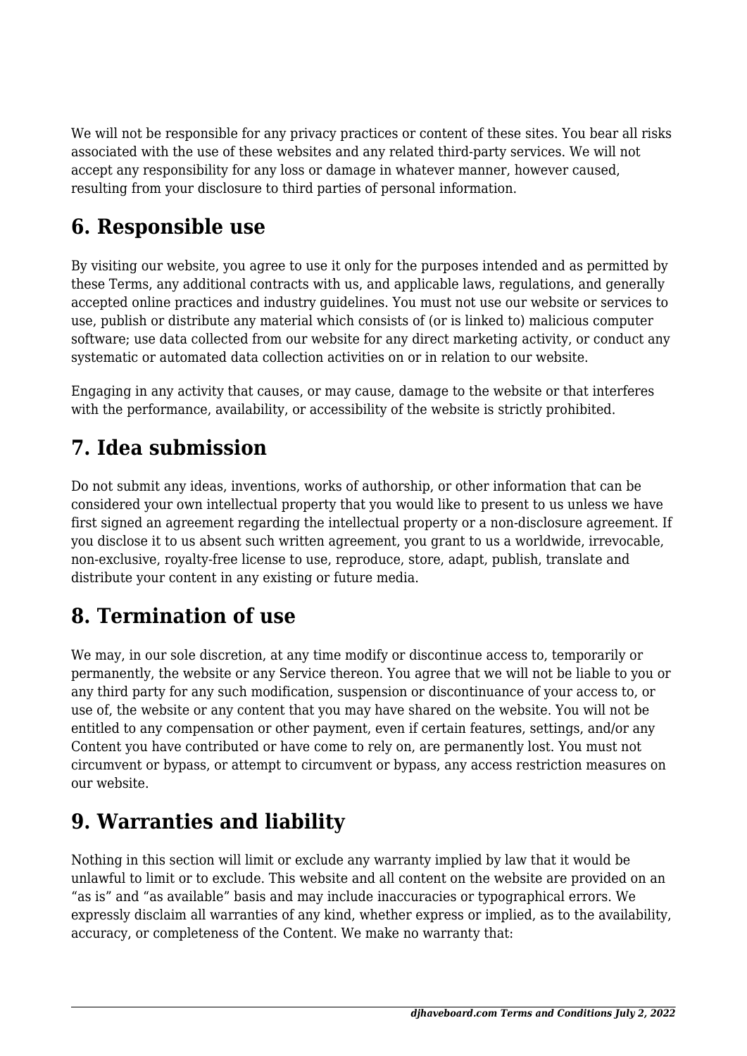We will not be responsible for any privacy practices or content of these sites. You bear all risks associated with the use of these websites and any related third-party services. We will not accept any responsibility for any loss or damage in whatever manner, however caused, resulting from your disclosure to third parties of personal information.

## 6. Responsible use

By visiting our website, you agree to use it only for the purposes intended and as permitted by these Terms, any additional contracts with us, and applicable laws, regulations, and generally accepted online practices and industry guidelines. You must not use our website or services to use, publish or distribute any material which consists of (or is linked to) malicious computer software; use data collected from our website for any direct marketing activity, or conduct any systematic or automated data collection activities on or in relation to our website.

Engaging in any activity that causes, or may cause, damage to the website or that interferes with the performance, availability, or accessibility of the website is strictly prohibited.

## 7. Idea submission

Do not submit any ideas, inventions, works of authorship, or other information that can be considered your own intellectual property that you would like to present to us unless we have first signed an agreement regarding the intellectual property or a non-disclosure agreement. If you disclose it to us absent such written agreement, you grant to us a worldwide, irrevocable, non-exclusive, royalty-free license to use, reproduce, store, adapt, publish, translate and distribute your content in any existing or future media.

## 8. Termination of use

We may, in our sole discretion, at any time modify or discontinue access to, temporarily or permanently, the website or any Service thereon. You agree that we will not be liable to you or any third party for any such modification, suspension or discontinuance of your access to, or use of, the website or any content that you may have shared on the website. You will not be entitled to any compensation or other payment, even if certain features, settings, and/or any Content you have contributed or have come to rely on, are permanently lost. You must not circumvent or bypass, or attempt to circumvent or bypass, any access restriction measures on our website.

## 9. Warranties and liability

Nothing in this section will limit or exclude any warranty implied by law that it would be unlawful to limit or to exclude. This website and all content on the website are provided on an “as is” and “as available” basis and may include inaccuracies or typographical errors. We expressly disclaim all warranties of any kind, whether express or implied, as to the availability, accuracy, or completeness of the Content. We make no warranty that: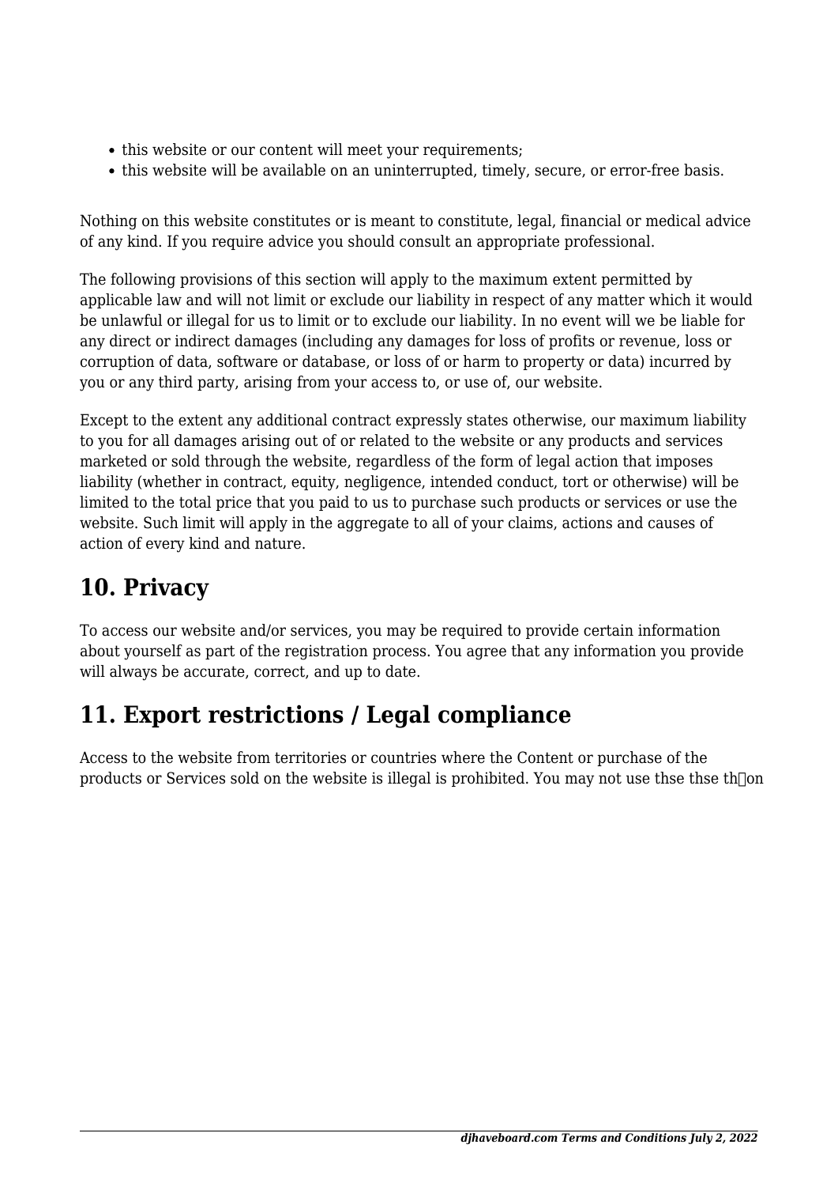- this website or our content will meet your requirements;
- this website will be available on an uninterrupted, timely, secure, or error-free basis.

Nothing on this website constitutes or is meant to constitute, legal, financial or medical advice of any kind. If you require advice you should consult an appropriate professional.

The following provisions of this section will apply to the maximum extent permitted by applicable law and will not limit or exclude our liability in respect of any matter which it would be unlawful or illegal for us to limit or to exclude our liability. In no event will we be liable for any direct or indirect damages (including any damages for loss of profits or revenue, loss or corruption of data, software or database, or loss of or harm to property or data) incurred by you or any third party, arising from your access to, or use of, our website.

Except to the extent any additional contract expressly states otherwise, our maximum liability to you for all damages arising out of or related to the website or any products and services marketed or sold through the website, regardless of the form of legal action that imposes liability (whether in contract, equity, negligence, intended conduct, tort or otherwise) will be limited to the total price that you paid to us to purchase such products or services or use the website. Such limit will apply in the aggregate to all of your claims, actions and causes of action of every kind and nature.

## 10. Privacy

To access our website and/or services, you may be required to provide certain information about yourself as part of the registration process. You agree that any information you provide will always be accurate, correct, and up to date.

## 11. Export restrictions / Legal compliance

Access to the website from territories or countries where the Content or purchase of the products or Services sold on the website is illegal is prohibited. You may not use thse thse th�on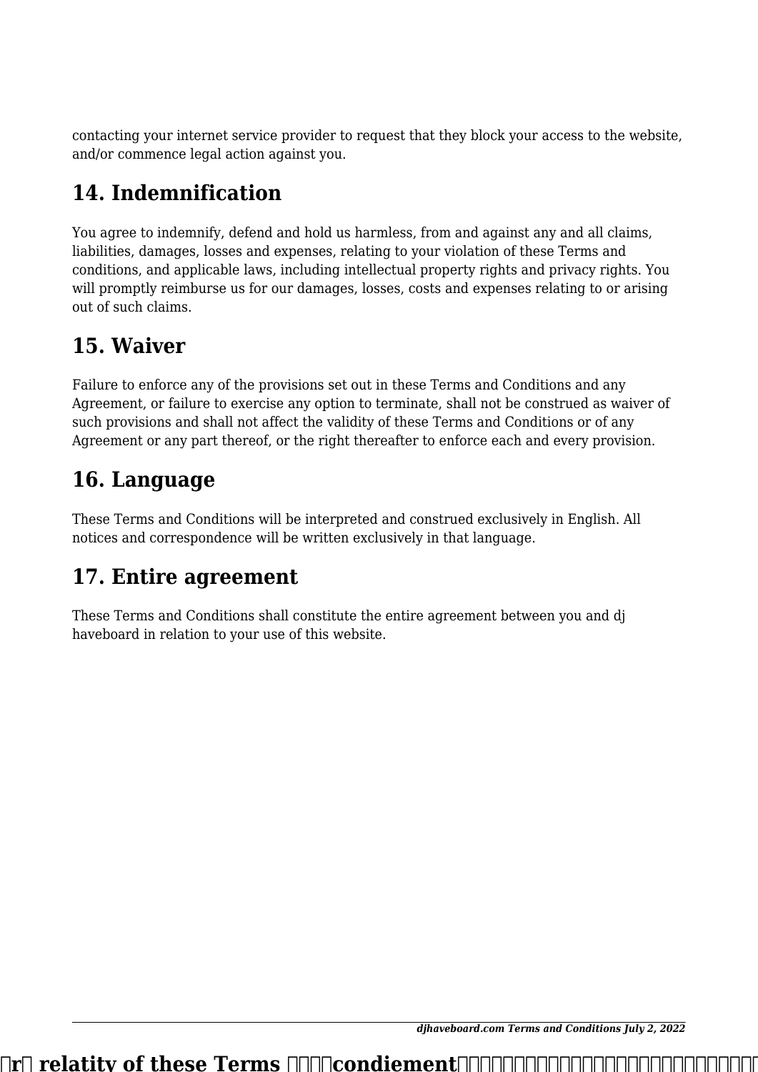contacting your internet service provider to request that they block your access to the website, and/or commence legal action against you.

## 14. Indemnification

You agree to indemnify, defend and hold us harmless, from and against any and all claims, liabilities, damages, losses and expenses, relating to your violation of these Terms and conditions, and applicable laws, including intellectual property rights and privacy rights. You will promptly reimburse us for our damages, losses, costs and expenses relating to or arising out of such claims.

## 15. Waiver

Failure to enforce any of the provisions set out in these Terms and Conditions and any Agreement, or failure to exercise any option to terminate, shall not be construed as waiver of such provisions and shall not affect the validity of these Terms and Conditions or of any Agreement or any part thereof, or the right thereafter to enforce each and every provision.

## 16. Language

These Terms and Conditions will be interpreted and construed exclusively in English. All notices and correspondence will be written exclusively in that language.

## 17. Entire agreement

These Terms and Conditions shall constitute the entire agreement between you and dj haveboard in relation to your use of this website.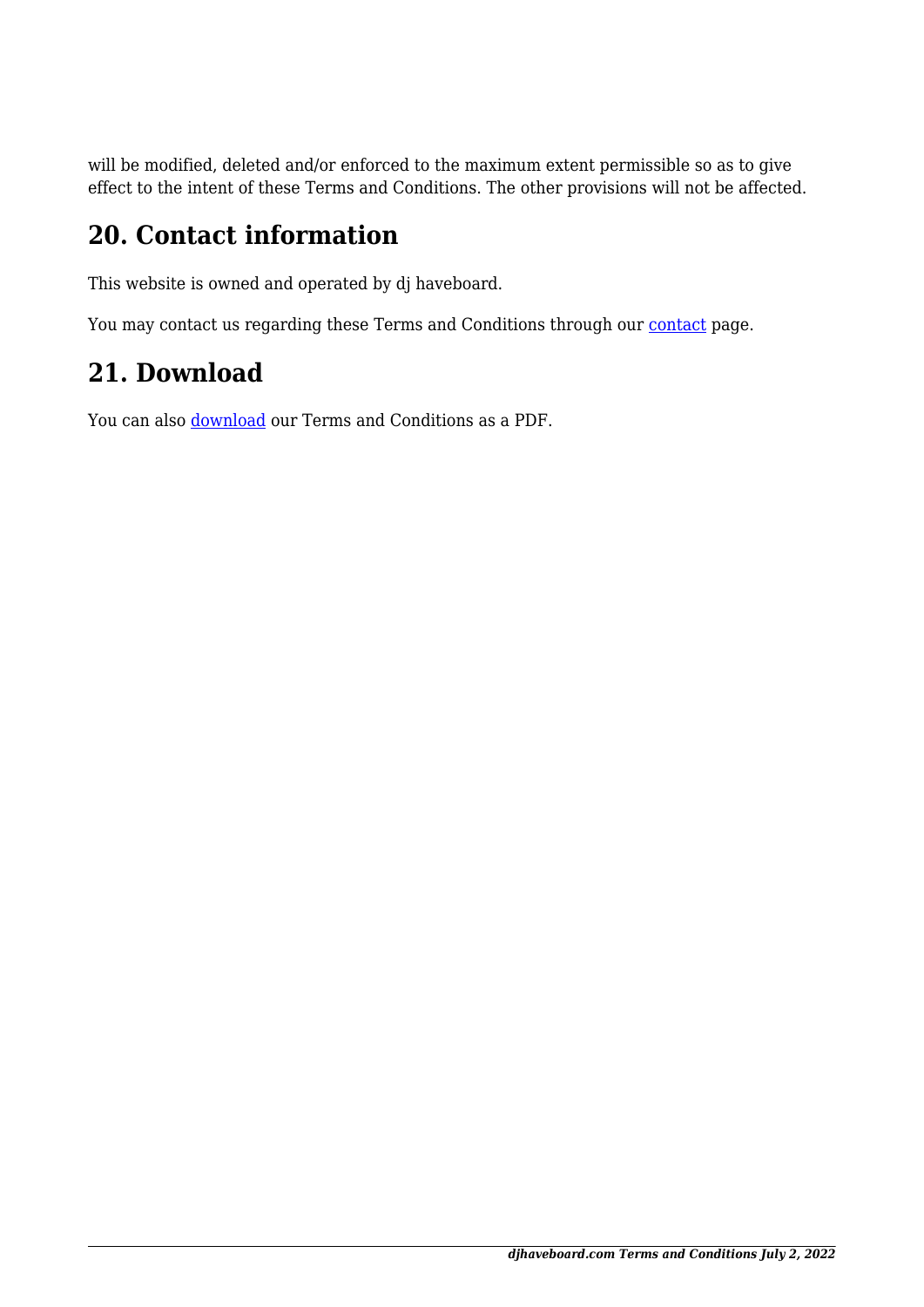will be modified, deleted and/or enforced to the maximum extent permissible so as to give effect to the intent of these Terms and Conditions. The other provisions will not be affected.

## 20. Contact information

This website is owned and operated by dj haveboard.

You may contact us regarding these Terms and Conditions through our contact page.

## 21. Download

You can also download our Terms and Conditions as a PDF.